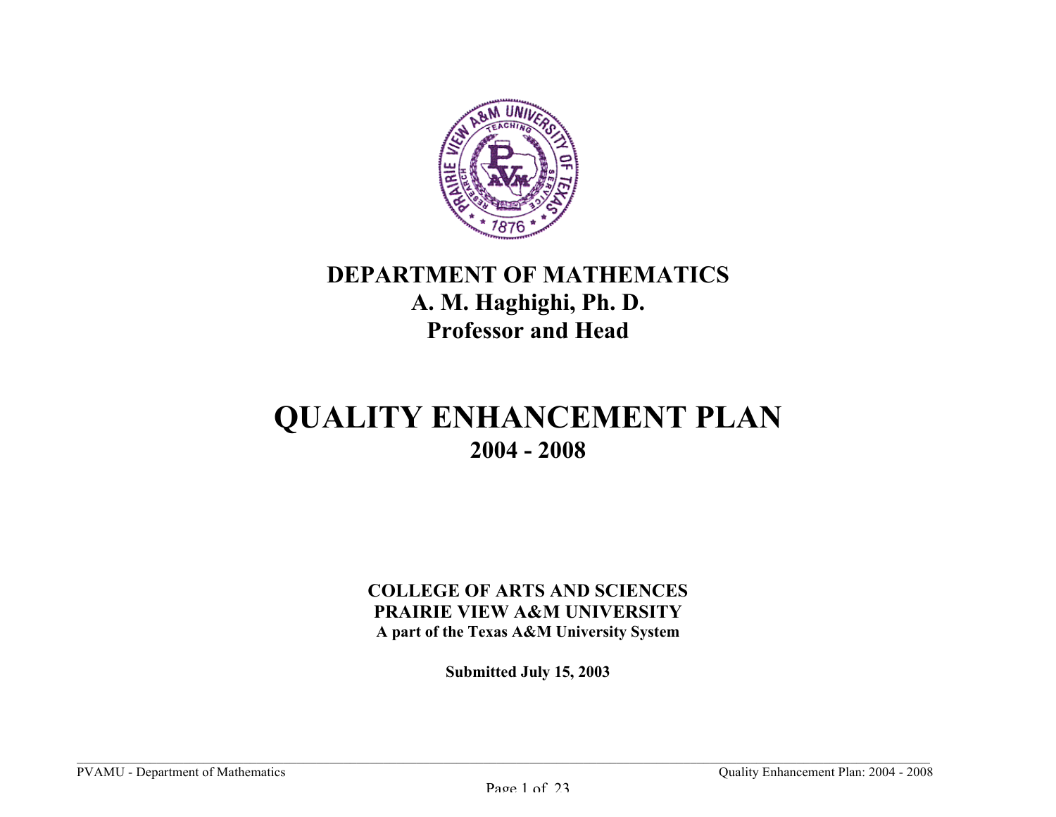**DEPARTMENT OF MATHEMATICS**
**A. M. Haghighi, Ph. D.**
**Professor and Head**

# QUALITY ENHANCEMENT PLAN

**2004 - 2008**

**COLLEGE OF ARTS AND SCIENCES**
**PRAIRIE VIEW A&M UNIVERSITY**
**A part of the Texas A&M University System**

**Submitted July 15, 2003**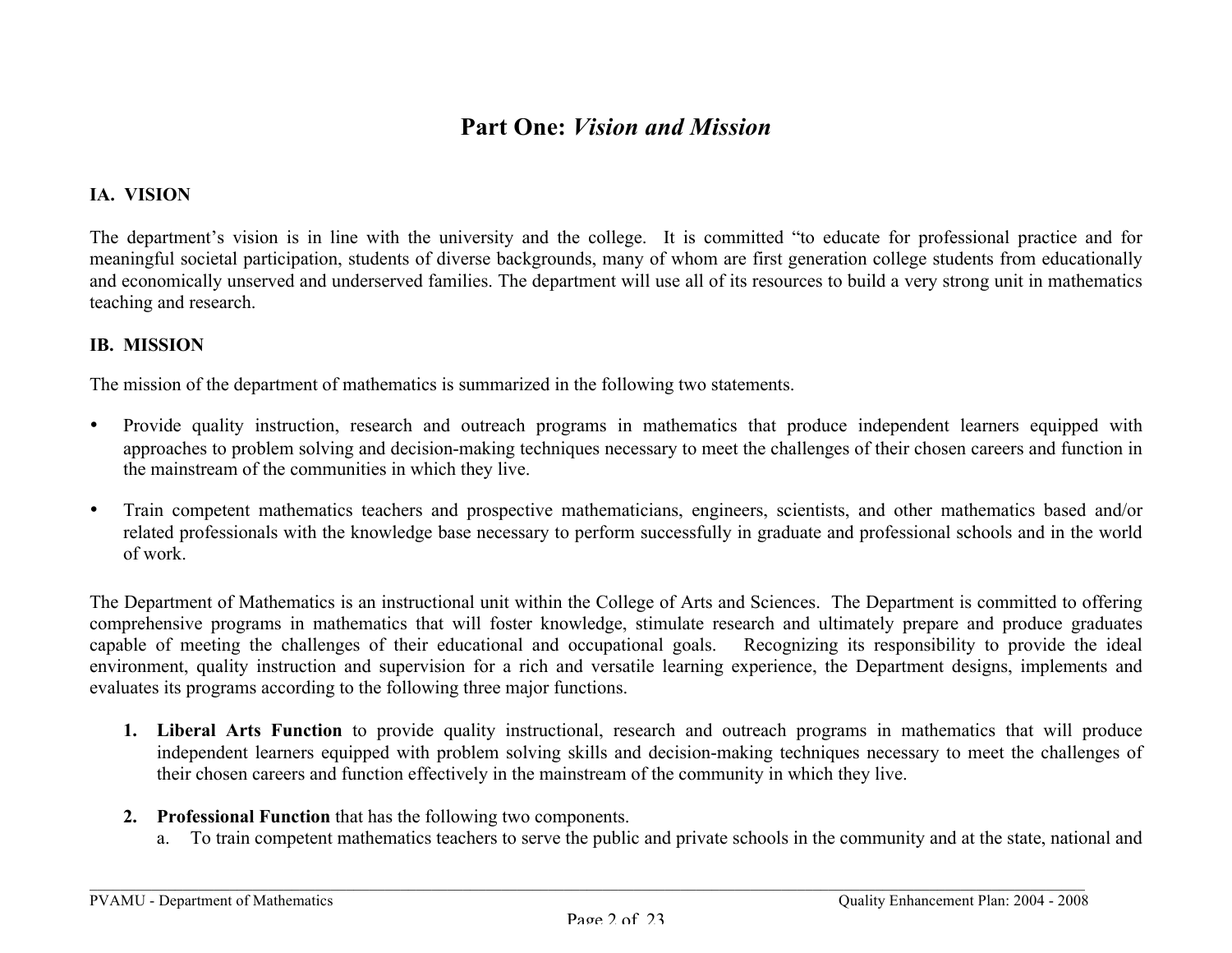# Part One: *Vision and Mission*

## IA. VISION

The department's vision is in line with the university and the college. It is committed "to educate for professional practice and for meaningful societal participation, students of diverse backgrounds, many of whom are first generation college students from educationally and economically unserved and underserved families. The department will use all of its resources to build a very strong unit in mathematics teaching and research.

## IB. MISSION

The mission of the department of mathematics is summarized in the following two statements.

- Provide quality instruction, research and outreach programs in mathematics that produce independent learners equipped with approaches to problem solving and decision-making techniques necessary to meet the challenges of their chosen careers and function in the mainstream of the communities in which they live.
- Train competent mathematics teachers and prospective mathematicians, engineers, scientists, and other mathematics based and/or related professionals with the knowledge base necessary to perform successfully in graduate and professional schools and in the world of work.

The Department of Mathematics is an instructional unit within the College of Arts and Sciences. The Department is committed to offering comprehensive programs in mathematics that will foster knowledge, stimulate research and ultimately prepare and produce graduates capable of meeting the challenges of their educational and occupational goals. Recognizing its responsibility to provide the ideal environment, quality instruction and supervision for a rich and versatile learning experience, the Department designs, implements and evaluates its programs according to the following three major functions.

1. **Liberal Arts Function** to provide quality instructional, research and outreach programs in mathematics that will produce independent learners equipped with problem solving skills and decision-making techniques necessary to meet the challenges of their chosen careers and function effectively in the mainstream of the community in which they live.
2. **Professional Function** that has the following two components.
   a. To train competent mathematics teachers to serve the public and private schools in the community and at the state, national and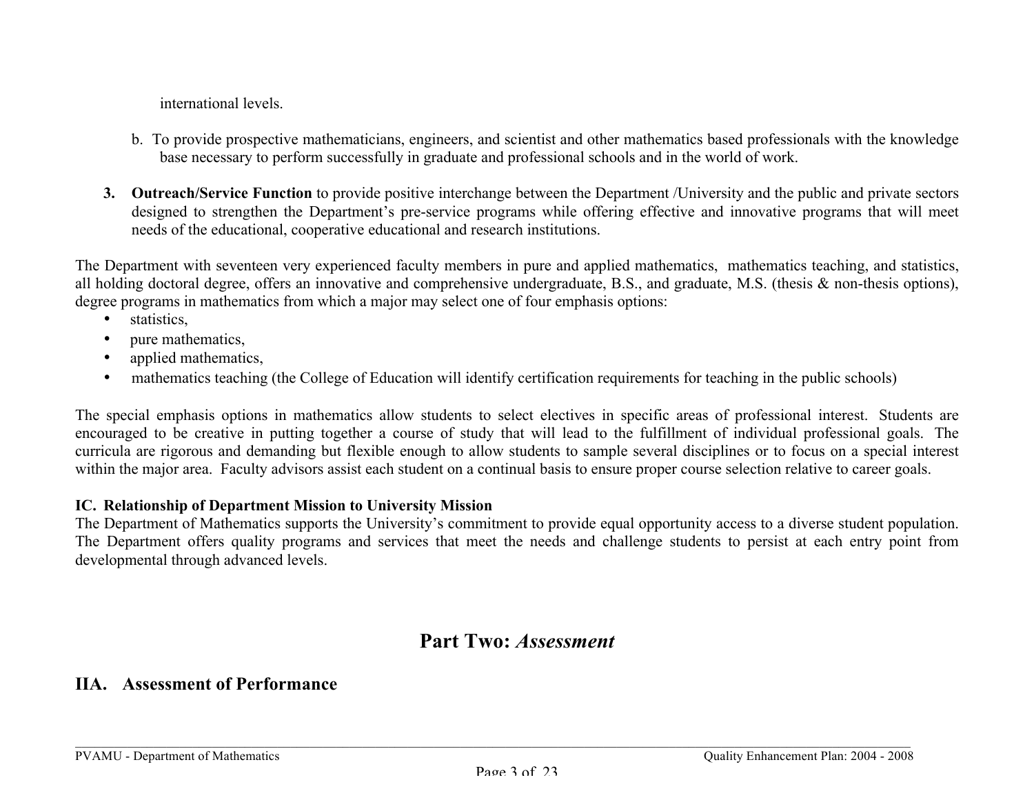international levels.

b. To provide prospective mathematicians, engineers, and scientist and other mathematics based professionals with the knowledge base necessary to perform successfully in graduate and professional schools and in the world of work.

3. **Outreach/Service Function** to provide positive interchange between the Department /University and the public and private sectors designed to strengthen the Department's pre-service programs while offering effective and innovative programs that will meet needs of the educational, cooperative educational and research institutions.

The Department with seventeen very experienced faculty members in pure and applied mathematics, mathematics teaching, and statistics, all holding doctoral degree, offers an innovative and comprehensive undergraduate, B.S., and graduate, M.S. (thesis & non-thesis options), degree programs in mathematics from which a major may select one of four emphasis options:

- statistics,
- pure mathematics,
- applied mathematics,
- mathematics teaching (the College of Education will identify certification requirements for teaching in the public schools)

The special emphasis options in mathematics allow students to select electives in specific areas of professional interest. Students are encouraged to be creative in putting together a course of study that will lead to the fulfillment of individual professional goals. The curricula are rigorous and demanding but flexible enough to allow students to sample several disciplines or to focus on a special interest within the major area. Faculty advisors assist each student on a continual basis to ensure proper course selection relative to career goals.

**IC. Relationship of Department Mission to University Mission**

The Department of Mathematics supports the University's commitment to provide equal opportunity access to a diverse student population. The Department offers quality programs and services that meet the needs and challenge students to persist at each entry point from developmental through advanced levels.

# Part Two: *Assessment*

## IIA. Assessment of Performance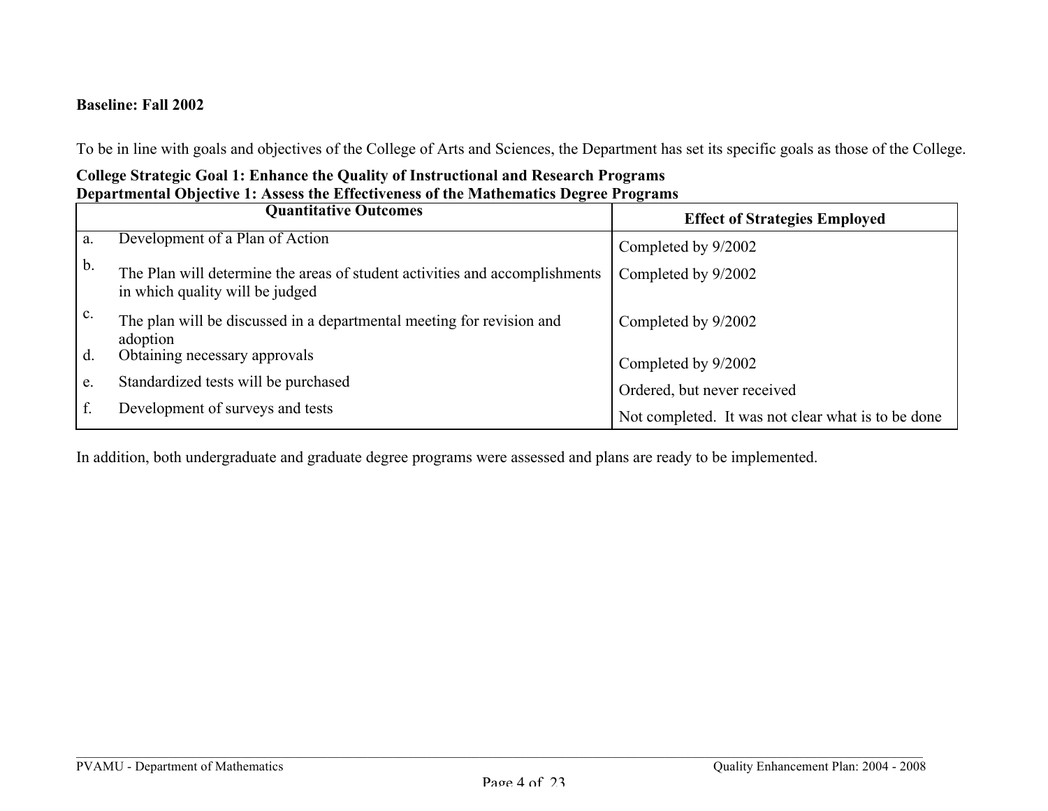**Baseline: Fall 2002**

To be in line with goals and objectives of the College of Arts and Sciences, the Department has set its specific goals as those of the College.

**College Strategic Goal 1: Enhance the Quality of Instructional and Research Programs**
**Departmental Objective 1: Assess the Effectiveness of the Mathematics Degree Programs**

| Quantitative Outcomes | Effect of Strategies Employed |
| --- | --- |
| a. Development of a Plan of Action | Completed by 9/2002 |
| b. The Plan will determine the areas of student activities and accomplishments in which quality will be judged | Completed by 9/2002 |
| c. The plan will be discussed in a departmental meeting for revision and adoption | Completed by 9/2002 |
| d. Obtaining necessary approvals | Completed by 9/2002 |
| e. Standardized tests will be purchased | Ordered, but never received |
| f. Development of surveys and tests | Not completed. It was not clear what is to be done |

In addition, both undergraduate and graduate degree programs were assessed and plans are ready to be implemented.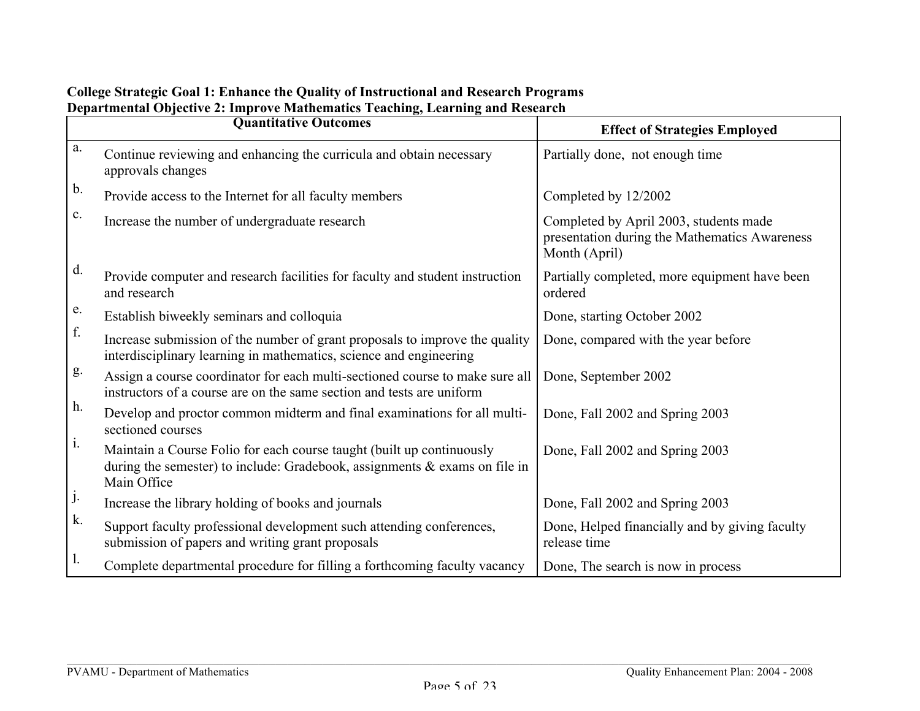**College Strategic Goal 1: Enhance the Quality of Instructional and Research Programs**
**Departmental Objective 2: Improve Mathematics Teaching, Learning and Research**

| | Quantitative Outcomes | Effect of Strategies Employed |
|---|---|---|
| a. | Continue reviewing and enhancing the curricula and obtain necessary approvals changes | Partially done, not enough time |
| b. | Provide access to the Internet for all faculty members | Completed by 12/2002 |
| c. | Increase the number of undergraduate research | Completed by April 2003, students made presentation during the Mathematics Awareness Month (April) |
| d. | Provide computer and research facilities for faculty and student instruction and research | Partially completed, more equipment have been ordered |
| e. | Establish biweekly seminars and colloquia | Done, starting October 2002 |
| f. | Increase submission of the number of grant proposals to improve the quality interdisciplinary learning in mathematics, science and engineering | Done, compared with the year before |
| g. | Assign a course coordinator for each multi-sectioned course to make sure all instructors of a course are on the same section and tests are uniform | Done, September 2002 |
| h. | Develop and proctor common midterm and final examinations for all multi-sectioned courses | Done, Fall 2002 and Spring 2003 |
| i. | Maintain a Course Folio for each course taught (built up continuously during the semester) to include: Gradebook, assignments & exams on file in Main Office | Done, Fall 2002 and Spring 2003 |
| j. | Increase the library holding of books and journals | Done, Fall 2002 and Spring 2003 |
| k. | Support faculty professional development such attending conferences, submission of papers and writing grant proposals | Done, Helped financially and by giving faculty release time |
| l. | Complete departmental procedure for filling a forthcoming faculty vacancy | Done, The search is now in process |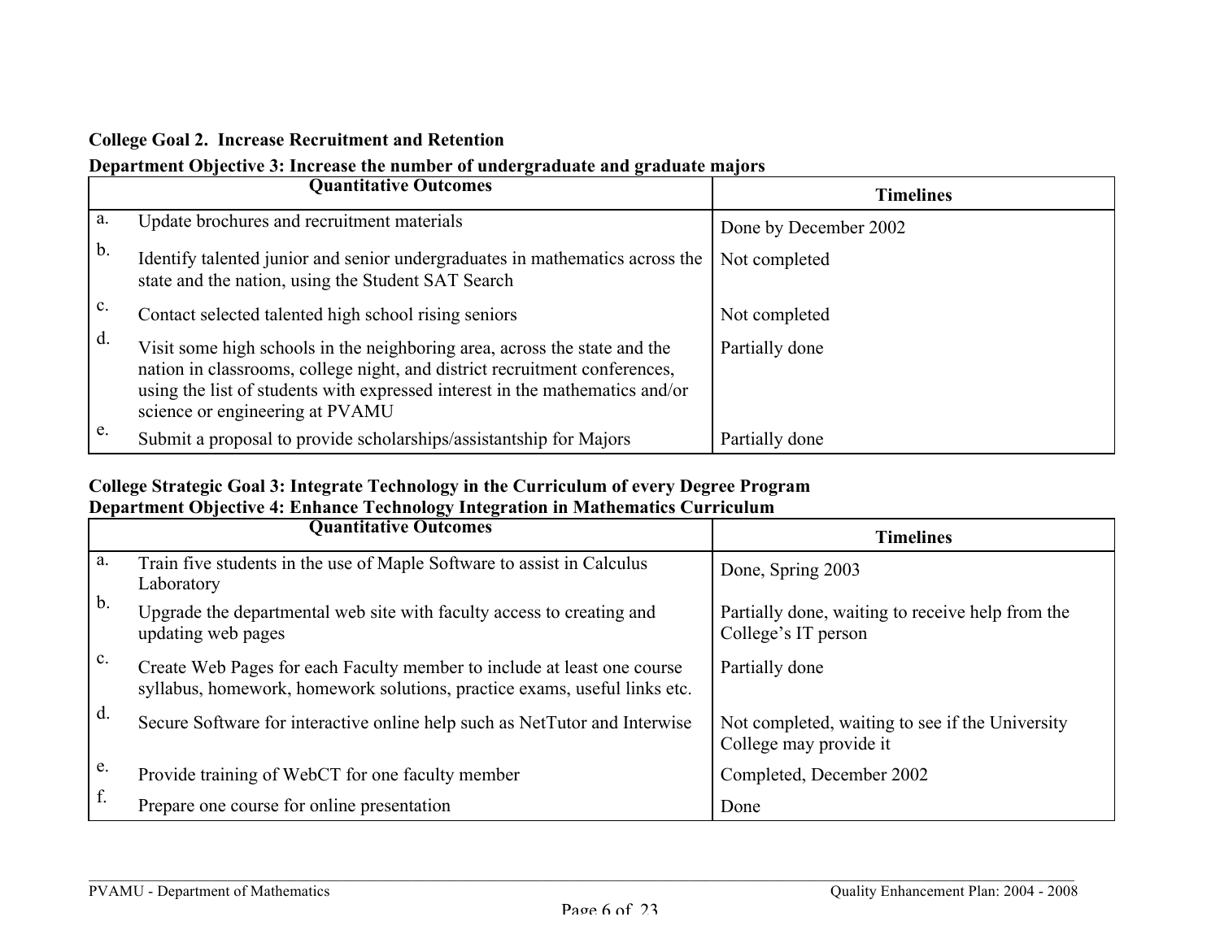**College Goal 2. Increase Recruitment and Retention**

**Department Objective 3: Increase the number of undergraduate and graduate majors**

| | Quantitative Outcomes | Timelines |
|---|---|---|
| a. | Update brochures and recruitment materials | Done by December 2002 |
| b. | Identify talented junior and senior undergraduates in mathematics across the state and the nation, using the Student SAT Search | Not completed |
| c. | Contact selected talented high school rising seniors | Not completed |
| d. | Visit some high schools in the neighboring area, across the state and the nation in classrooms, college night, and district recruitment conferences, using the list of students with expressed interest in the mathematics and/or science or engineering at PVAMU | Partially done |
| e. | Submit a proposal to provide scholarships/assistantship for Majors | Partially done |

**College Strategic Goal 3: Integrate Technology in the Curriculum of every Degree Program**

**Department Objective 4: Enhance Technology Integration in Mathematics Curriculum**

| | Quantitative Outcomes | Timelines |
|---|---|---|
| a. | Train five students in the use of Maple Software to assist in Calculus Laboratory | Done, Spring 2003 |
| b. | Upgrade the departmental web site with faculty access to creating and updating web pages | Partially done, waiting to receive help from the College's IT person |
| c. | Create Web Pages for each Faculty member to include at least one course syllabus, homework, homework solutions, practice exams, useful links etc. | Partially done |
| d. | Secure Software for interactive online help such as NetTutor and Interwise | Not completed, waiting to see if the University College may provide it |
| e. | Provide training of WebCT for one faculty member | Completed, December 2002 |
| f. | Prepare one course for online presentation | Done |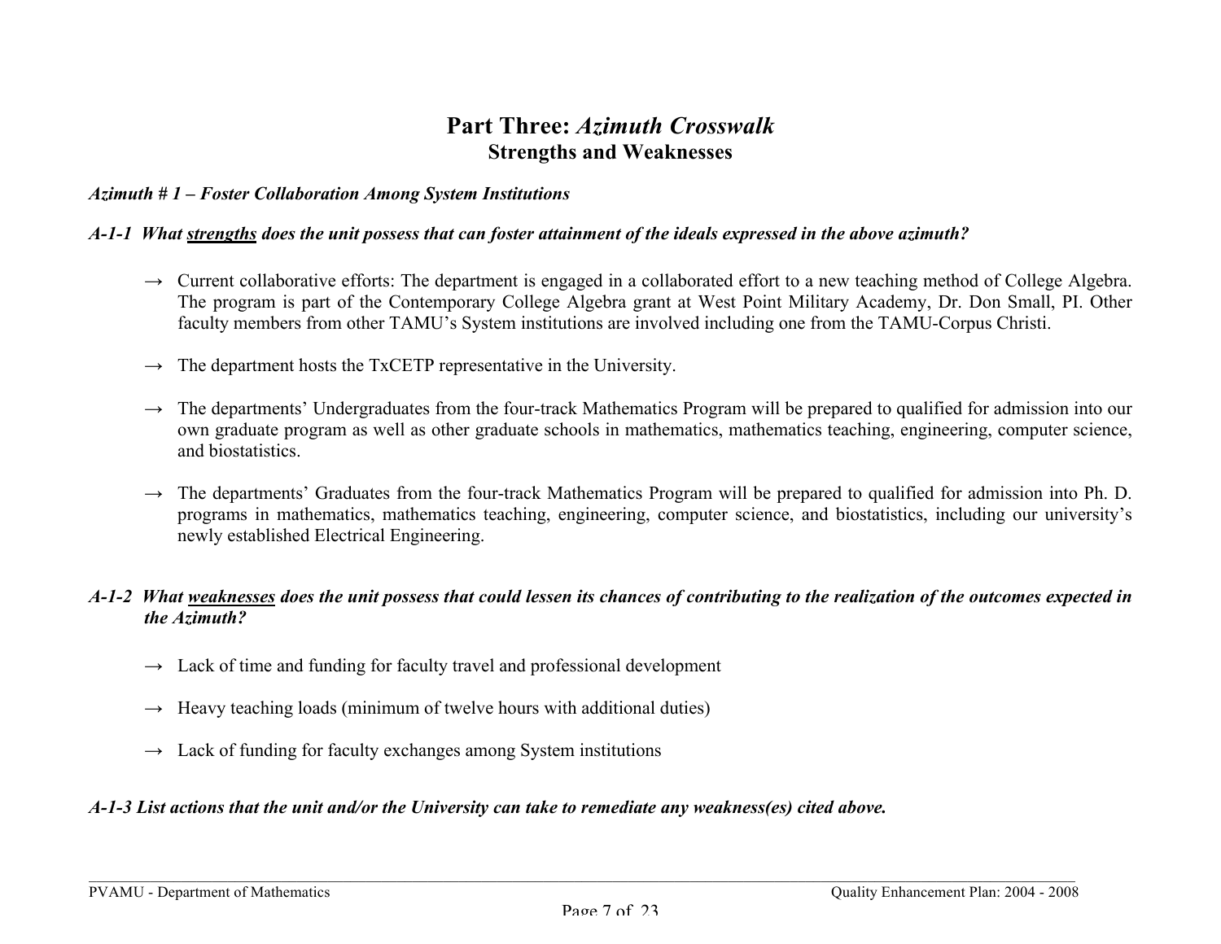# Part Three: *Azimuth Crosswalk*
## Strengths and Weaknesses

***Azimuth # 1 – Foster Collaboration Among System Institutions***

***A-1-1 What <u>strengths</u> does the unit possess that can foster attainment of the ideals expressed in the above azimuth?***

→ Current collaborative efforts: The department is engaged in a collaborated effort to a new teaching method of College Algebra. The program is part of the Contemporary College Algebra grant at West Point Military Academy, Dr. Don Small, PI. Other faculty members from other TAMU's System institutions are involved including one from the TAMU-Corpus Christi.

→ The department hosts the TxCETP representative in the University.

→ The departments' Undergraduates from the four-track Mathematics Program will be prepared to qualified for admission into our own graduate program as well as other graduate schools in mathematics, mathematics teaching, engineering, computer science, and biostatistics.

→ The departments' Graduates from the four-track Mathematics Program will be prepared to qualified for admission into Ph. D. programs in mathematics, mathematics teaching, engineering, computer science, and biostatistics, including our university's newly established Electrical Engineering.

***A-1-2 What <u>weaknesses</u> does the unit possess that could lessen its chances of contributing to the realization of the outcomes expected in the Azimuth?***

→ Lack of time and funding for faculty travel and professional development

→ Heavy teaching loads (minimum of twelve hours with additional duties)

→ Lack of funding for faculty exchanges among System institutions

***A-1-3 List actions that the unit and/or the University can take to remediate any weakness(es) cited above.***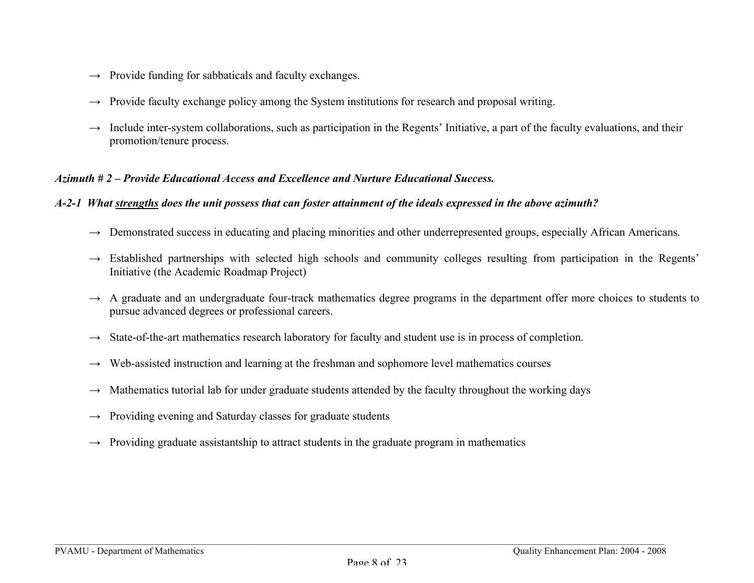→ Provide funding for sabbaticals and faculty exchanges.

→ Provide faculty exchange policy among the System institutions for research and proposal writing.

→ Include inter-system collaborations, such as participation in the Regents' Initiative, a part of the faculty evaluations, and their promotion/tenure process.

***Azimuth # 2 – Provide Educational Access and Excellence and Nurture Educational Success.***

***A-2-1 What <u>strengths</u> does the unit possess that can foster attainment of the ideals expressed in the above azimuth?***

→ Demonstrated success in educating and placing minorities and other underrepresented groups, especially African Americans.

→ Established partnerships with selected high schools and community colleges resulting from participation in the Regents' Initiative (the Academic Roadmap Project)

→ A graduate and an undergraduate four-track mathematics degree programs in the department offer more choices to students to pursue advanced degrees or professional careers.

→ State-of-the-art mathematics research laboratory for faculty and student use is in process of completion.

→ Web-assisted instruction and learning at the freshman and sophomore level mathematics courses

→ Mathematics tutorial lab for under graduate students attended by the faculty throughout the working days

→ Providing evening and Saturday classes for graduate students

→ Providing graduate assistantship to attract students in the graduate program in mathematics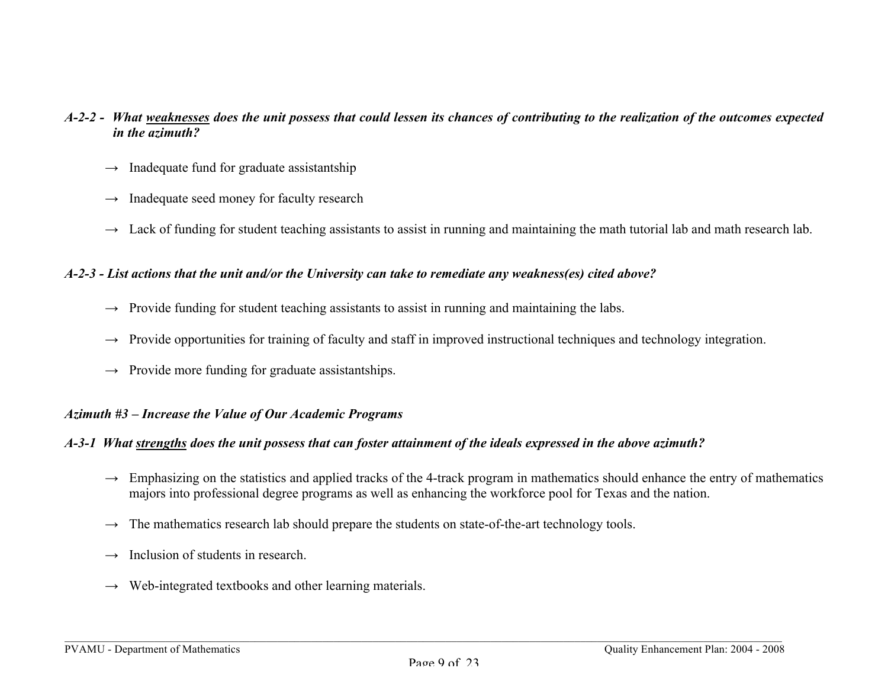***A-2-2 - What <u>weaknesses</u> does the unit possess that could lessen its chances of contributing to the realization of the outcomes expected in the azimuth?***

→ Inadequate fund for graduate assistantship

→ Inadequate seed money for faculty research

→ Lack of funding for student teaching assistants to assist in running and maintaining the math tutorial lab and math research lab.

***A-2-3 - List actions that the unit and/or the University can take to remediate any weakness(es) cited above?***

→ Provide funding for student teaching assistants to assist in running and maintaining the labs.

→ Provide opportunities for training of faculty and staff in improved instructional techniques and technology integration.

→ Provide more funding for graduate assistantships.

***Azimuth #3 – Increase the Value of Our Academic Programs***

***A-3-1 What <u>strengths</u> does the unit possess that can foster attainment of the ideals expressed in the above azimuth?***

→ Emphasizing on the statistics and applied tracks of the 4-track program in mathematics should enhance the entry of mathematics majors into professional degree programs as well as enhancing the workforce pool for Texas and the nation.

→ The mathematics research lab should prepare the students on state-of-the-art technology tools.

→ Inclusion of students in research.

→ Web-integrated textbooks and other learning materials.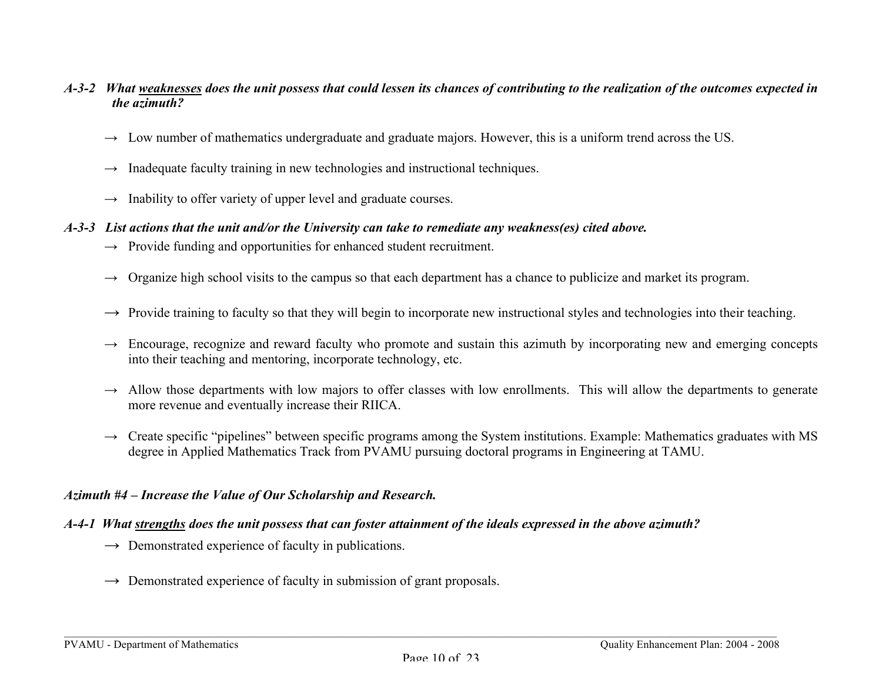***A-3-2 What <u>weaknesses</u> does the unit possess that could lessen its chances of contributing to the realization of the outcomes expected in the azimuth?***

→ Low number of mathematics undergraduate and graduate majors. However, this is a uniform trend across the US.

→ Inadequate faculty training in new technologies and instructional techniques.

→ Inability to offer variety of upper level and graduate courses.

***A-3-3 List actions that the unit and/or the University can take to remediate any weakness(es) cited above.***

→ Provide funding and opportunities for enhanced student recruitment.

→ Organize high school visits to the campus so that each department has a chance to publicize and market its program.

→ Provide training to faculty so that they will begin to incorporate new instructional styles and technologies into their teaching.

→ Encourage, recognize and reward faculty who promote and sustain this azimuth by incorporating new and emerging concepts into their teaching and mentoring, incorporate technology, etc.

→ Allow those departments with low majors to offer classes with low enrollments. This will allow the departments to generate more revenue and eventually increase their RIICA.

→ Create specific "pipelines" between specific programs among the System institutions. Example: Mathematics graduates with MS degree in Applied Mathematics Track from PVAMU pursuing doctoral programs in Engineering at TAMU.

***Azimuth #4 – Increase the Value of Our Scholarship and Research.***

***A-4-1 What <u>strengths</u> does the unit possess that can foster attainment of the ideals expressed in the above azimuth?***

→ Demonstrated experience of faculty in publications.

→ Demonstrated experience of faculty in submission of grant proposals.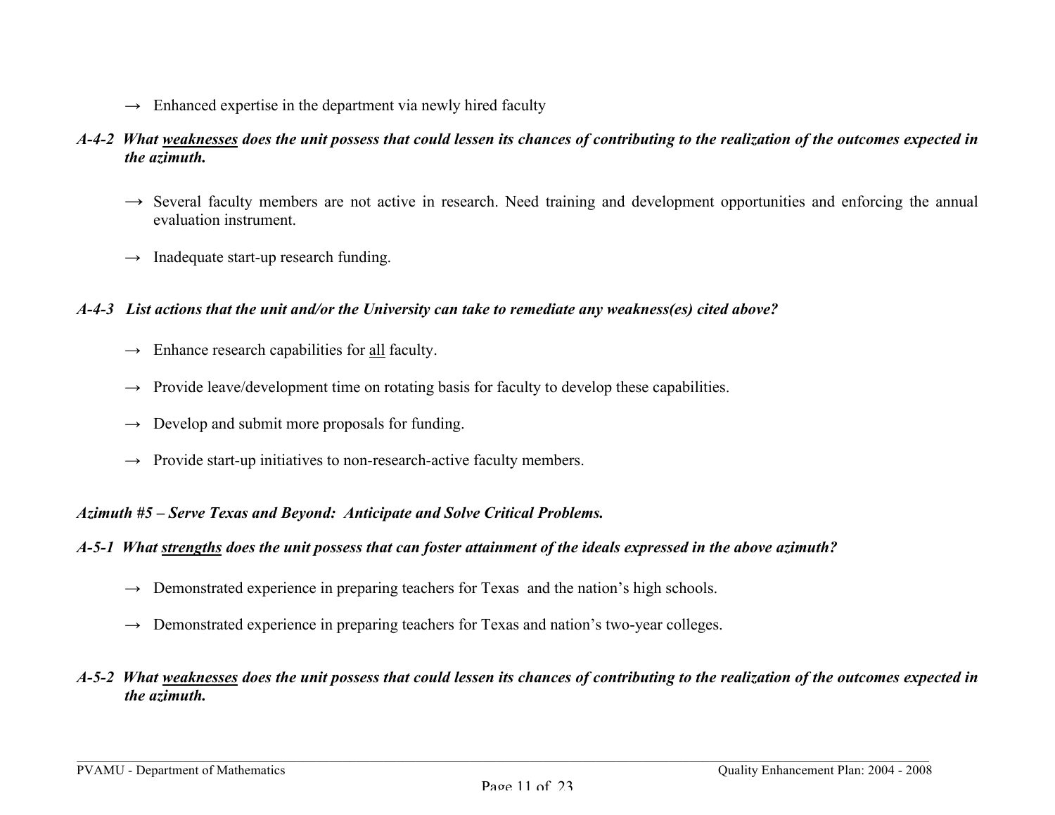→ Enhanced expertise in the department via newly hired faculty

***A-4-2 What <u>weaknesses</u> does the unit possess that could lessen its chances of contributing to the realization of the outcomes expected in the azimuth.***

→ Several faculty members are not active in research. Need training and development opportunities and enforcing the annual evaluation instrument.

→ Inadequate start-up research funding.

***A-4-3 List actions that the unit and/or the University can take to remediate any weakness(es) cited above?***

→ Enhance research capabilities for <u>all</u> faculty.

→ Provide leave/development time on rotating basis for faculty to develop these capabilities.

→ Develop and submit more proposals for funding.

→ Provide start-up initiatives to non-research-active faculty members.

***Azimuth #5 – Serve Texas and Beyond: Anticipate and Solve Critical Problems.***

***A-5-1 What <u>strengths</u> does the unit possess that can foster attainment of the ideals expressed in the above azimuth?***

→ Demonstrated experience in preparing teachers for Texas and the nation's high schools.

→ Demonstrated experience in preparing teachers for Texas and nation's two-year colleges.

***A-5-2 What <u>weaknesses</u> does the unit possess that could lessen its chances of contributing to the realization of the outcomes expected in the azimuth.***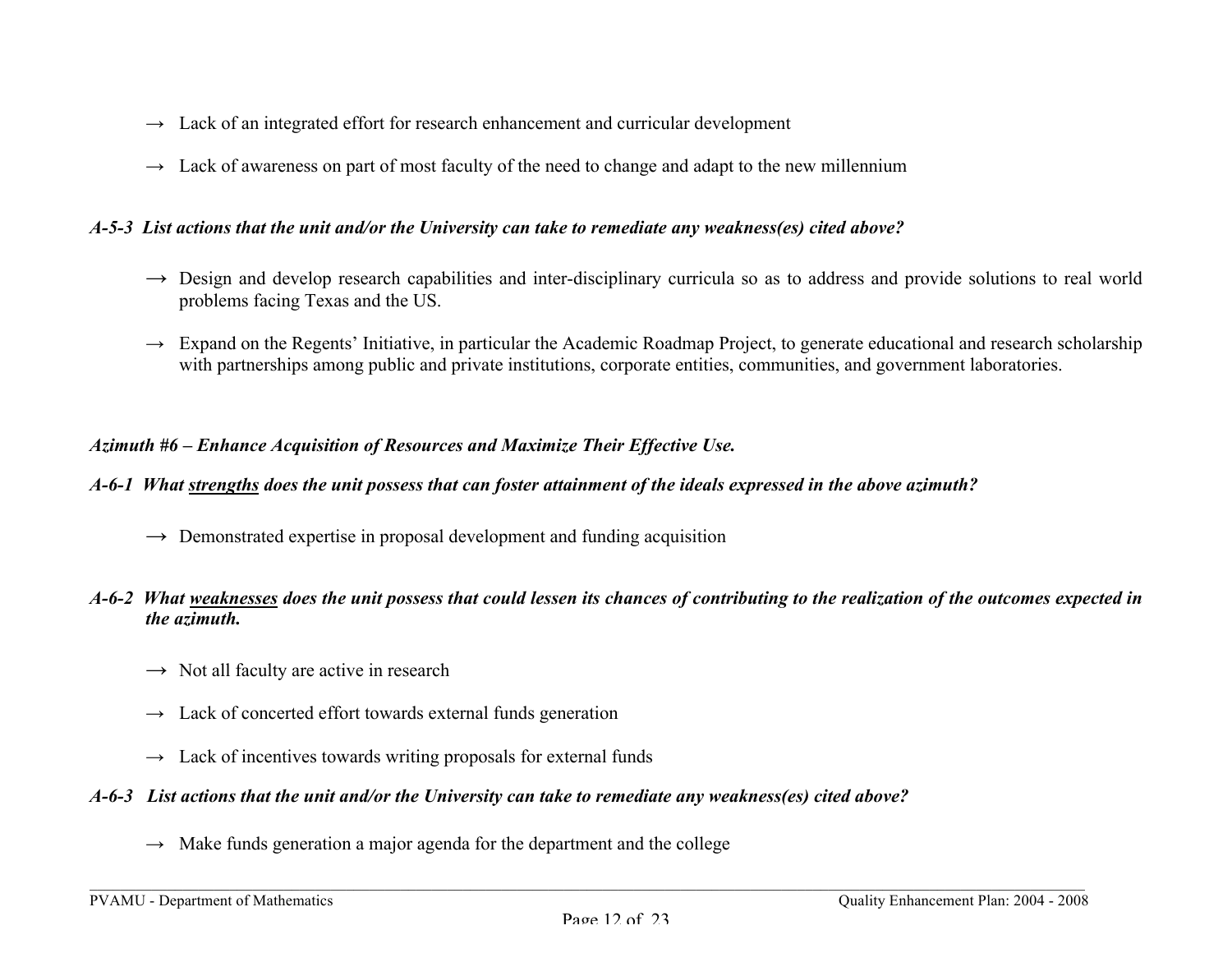- → Lack of an integrated effort for research enhancement and curricular development
- → Lack of awareness on part of most faculty of the need to change and adapt to the new millennium

***A-5-3 List actions that the unit and/or the University can take to remediate any weakness(es) cited above?***

- → Design and develop research capabilities and inter-disciplinary curricula so as to address and provide solutions to real world problems facing Texas and the US.
- → Expand on the Regents' Initiative, in particular the Academic Roadmap Project, to generate educational and research scholarship with partnerships among public and private institutions, corporate entities, communities, and government laboratories.

***Azimuth #6 – Enhance Acquisition of Resources and Maximize Their Effective Use.***

***A-6-1 What <u>strengths</u> does the unit possess that can foster attainment of the ideals expressed in the above azimuth?***

- → Demonstrated expertise in proposal development and funding acquisition

***A-6-2 What <u>weaknesses</u> does the unit possess that could lessen its chances of contributing to the realization of the outcomes expected in the azimuth.***

- → Not all faculty are active in research
- → Lack of concerted effort towards external funds generation
- → Lack of incentives towards writing proposals for external funds

***A-6-3 List actions that the unit and/or the University can take to remediate any weakness(es) cited above?***

- → Make funds generation a major agenda for the department and the college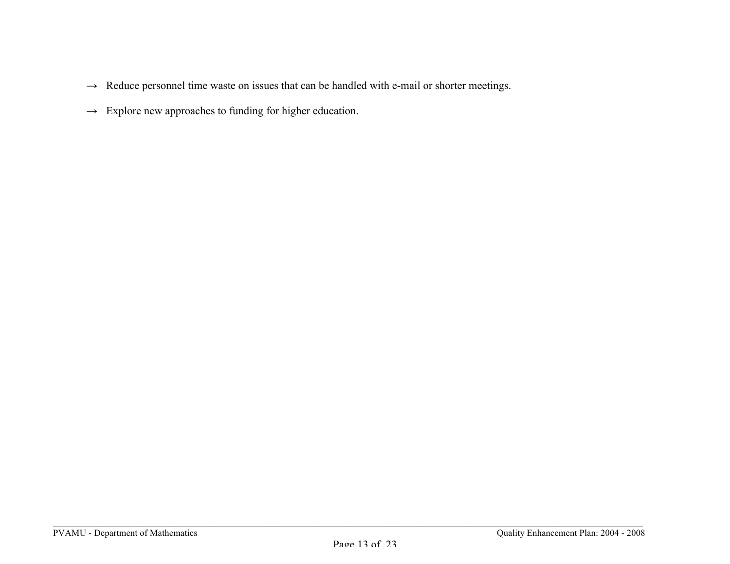→ Reduce personnel time waste on issues that can be handled with e-mail or shorter meetings.

→ Explore new approaches to funding for higher education.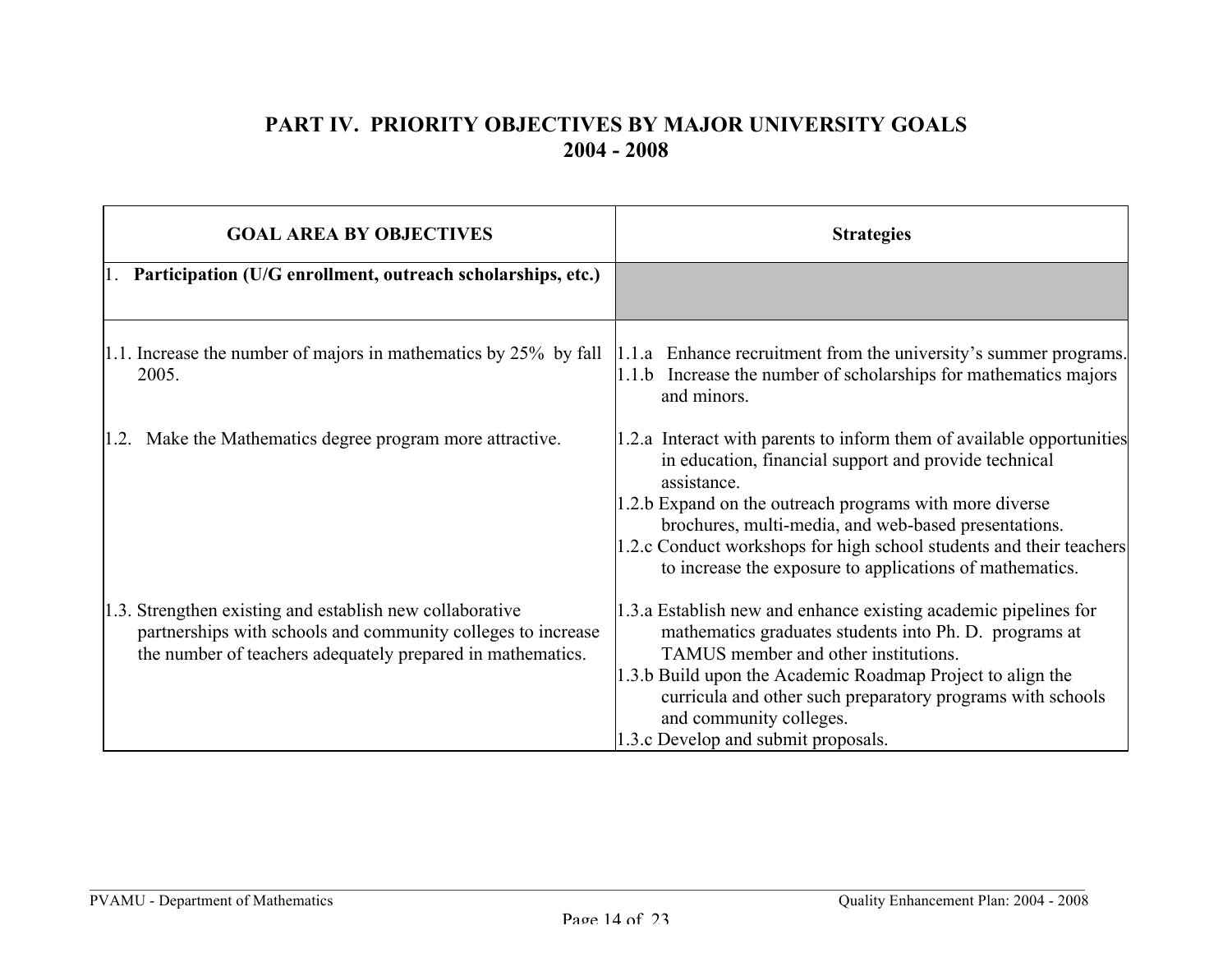# PART IV. PRIORITY OBJECTIVES BY MAJOR UNIVERSITY GOALS 2004 - 2008

| GOAL AREA BY OBJECTIVES | Strategies |
|---|---|
| 1. **Participation (U/G enrollment, outreach scholarships, etc.)** | |
| 1.1. Increase the number of majors in mathematics by 25% by fall 2005. | 1.1.a Enhance recruitment from the university's summer programs.<br>1.1.b Increase the number of scholarships for mathematics majors and minors. |
| 1.2. Make the Mathematics degree program more attractive. | 1.2.a Interact with parents to inform them of available opportunities in education, financial support and provide technical assistance.<br>1.2.b Expand on the outreach programs with more diverse brochures, multi-media, and web-based presentations.<br>1.2.c Conduct workshops for high school students and their teachers to increase the exposure to applications of mathematics. |
| 1.3. Strengthen existing and establish new collaborative partnerships with schools and community colleges to increase the number of teachers adequately prepared in mathematics. | 1.3.a Establish new and enhance existing academic pipelines for mathematics graduates students into Ph. D. programs at TAMUS member and other institutions.<br>1.3.b Build upon the Academic Roadmap Project to align the curricula and other such preparatory programs with schools and community colleges.<br>1.3.c Develop and submit proposals. |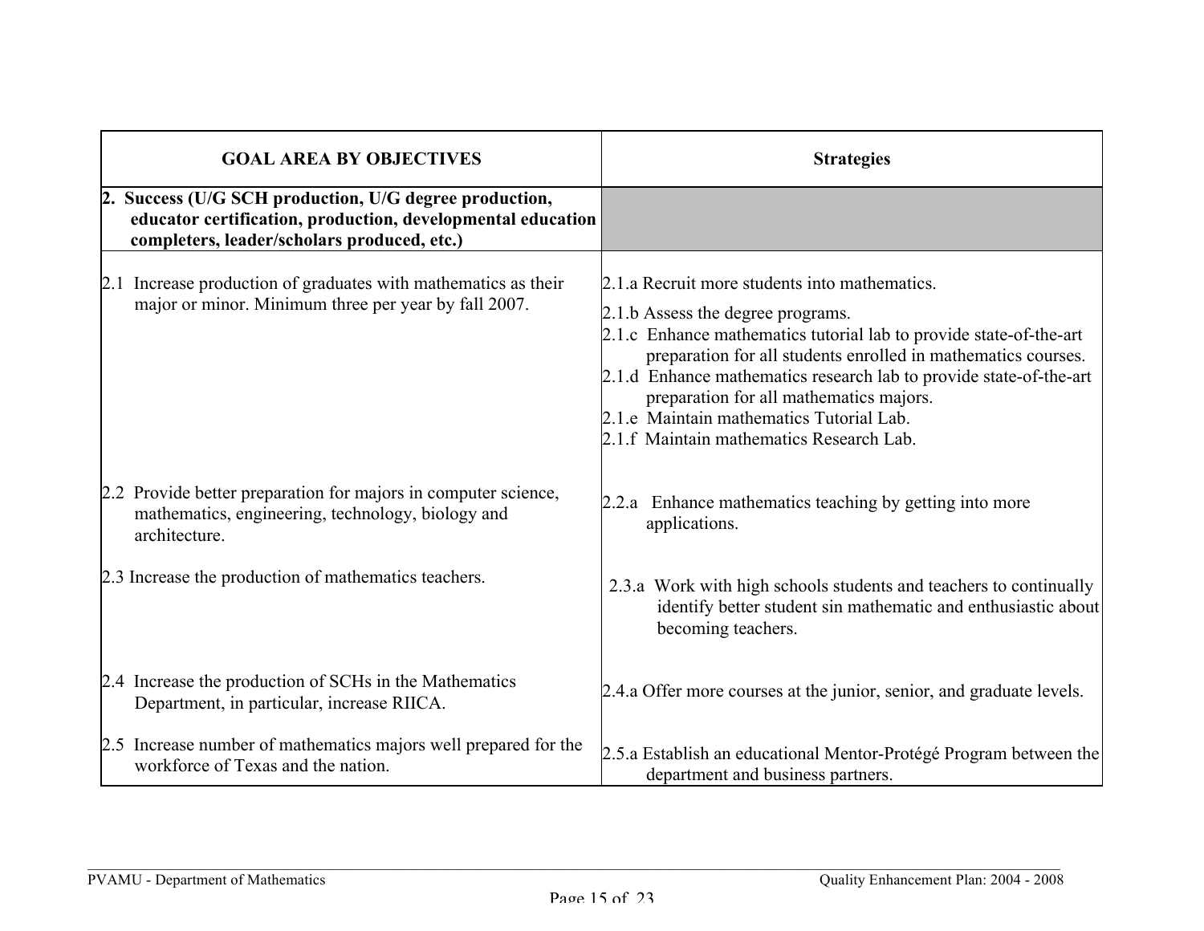| GOAL AREA BY OBJECTIVES | Strategies |
| --- | --- |
| **2. Success (U/G SCH production, U/G degree production, educator certification, production, developmental education completers, leader/scholars produced, etc.)** | |
| 2.1 Increase production of graduates with mathematics as their major or minor. Minimum three per year by fall 2007. | 2.1.a Recruit more students into mathematics.<br>2.1.b Assess the degree programs.<br>2.1.c Enhance mathematics tutorial lab to provide state-of-the-art preparation for all students enrolled in mathematics courses.<br>2.1.d Enhance mathematics research lab to provide state-of-the-art preparation for all mathematics majors.<br>2.1.e Maintain mathematics Tutorial Lab.<br>2.1.f Maintain mathematics Research Lab. |
| 2.2 Provide better preparation for majors in computer science, mathematics, engineering, technology, biology and architecture. | 2.2.a Enhance mathematics teaching by getting into more applications. |
| 2.3 Increase the production of mathematics teachers. | 2.3.a Work with high schools students and teachers to continually identify better student sin mathematic and enthusiastic about becoming teachers. |
| 2.4 Increase the production of SCHs in the Mathematics Department, in particular, increase RIICA. | 2.4.a Offer more courses at the junior, senior, and graduate levels. |
| 2.5 Increase number of mathematics majors well prepared for the workforce of Texas and the nation. | 2.5.a Establish an educational Mentor-Protégé Program between the department and business partners. |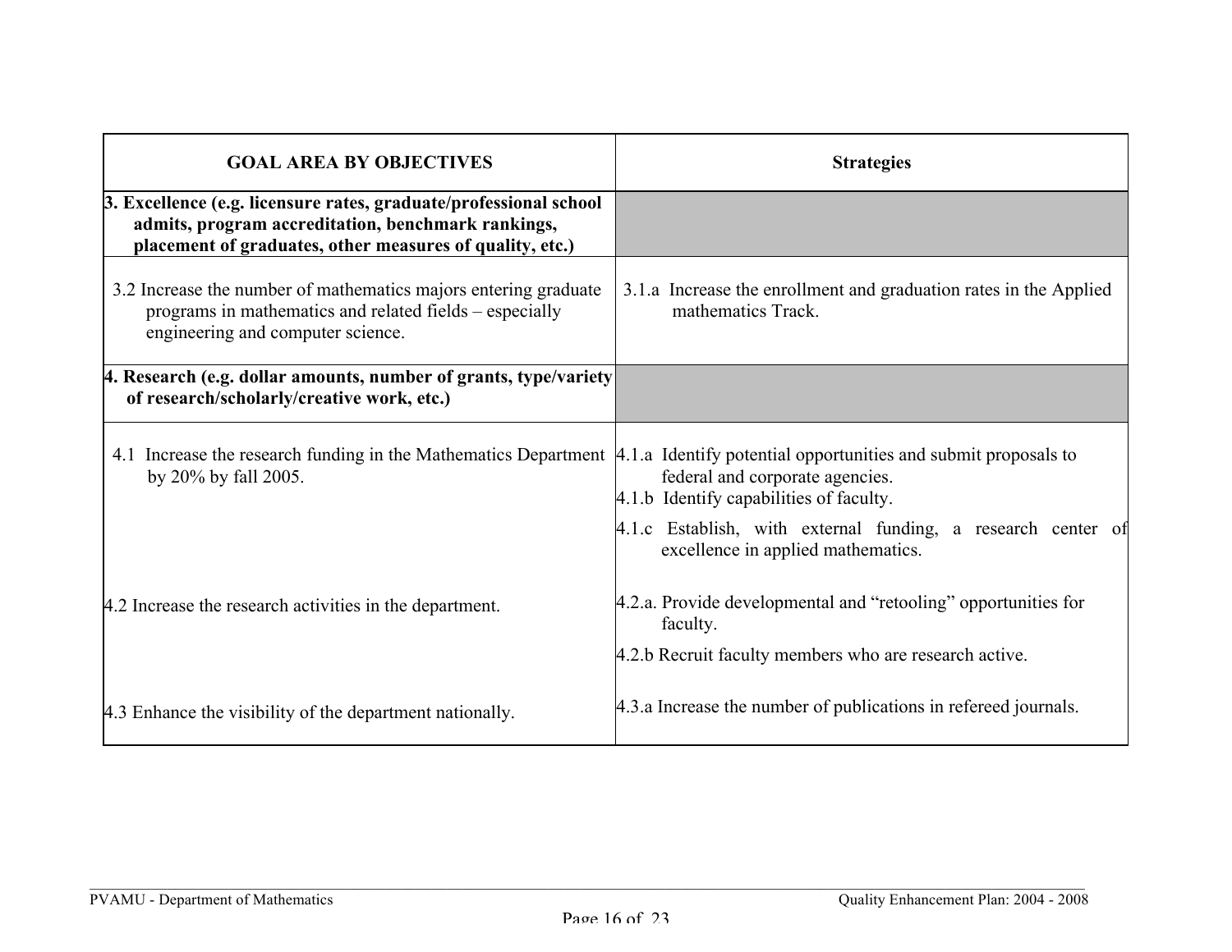| GOAL AREA BY OBJECTIVES | Strategies |
|---|---|
| **3. Excellence (e.g. licensure rates, graduate/professional school admits, program accreditation, benchmark rankings, placement of graduates, other measures of quality, etc.)** | |
| 3.2 Increase the number of mathematics majors entering graduate programs in mathematics and related fields – especially engineering and computer science. | 3.1.a Increase the enrollment and graduation rates in the Applied mathematics Track. |
| **4. Research (e.g. dollar amounts, number of grants, type/variety of research/scholarly/creative work, etc.)** | |
| 4.1 Increase the research funding in the Mathematics Department by 20% by fall 2005. | 4.1.a Identify potential opportunities and submit proposals to federal and corporate agencies.<br>4.1.b Identify capabilities of faculty.<br>4.1.c Establish, with external funding, a research center of excellence in applied mathematics. |
| 4.2 Increase the research activities in the department. | 4.2.a. Provide developmental and "retooling" opportunities for faculty.<br>4.2.b Recruit faculty members who are research active. |
| 4.3 Enhance the visibility of the department nationally. | 4.3.a Increase the number of publications in refereed journals. |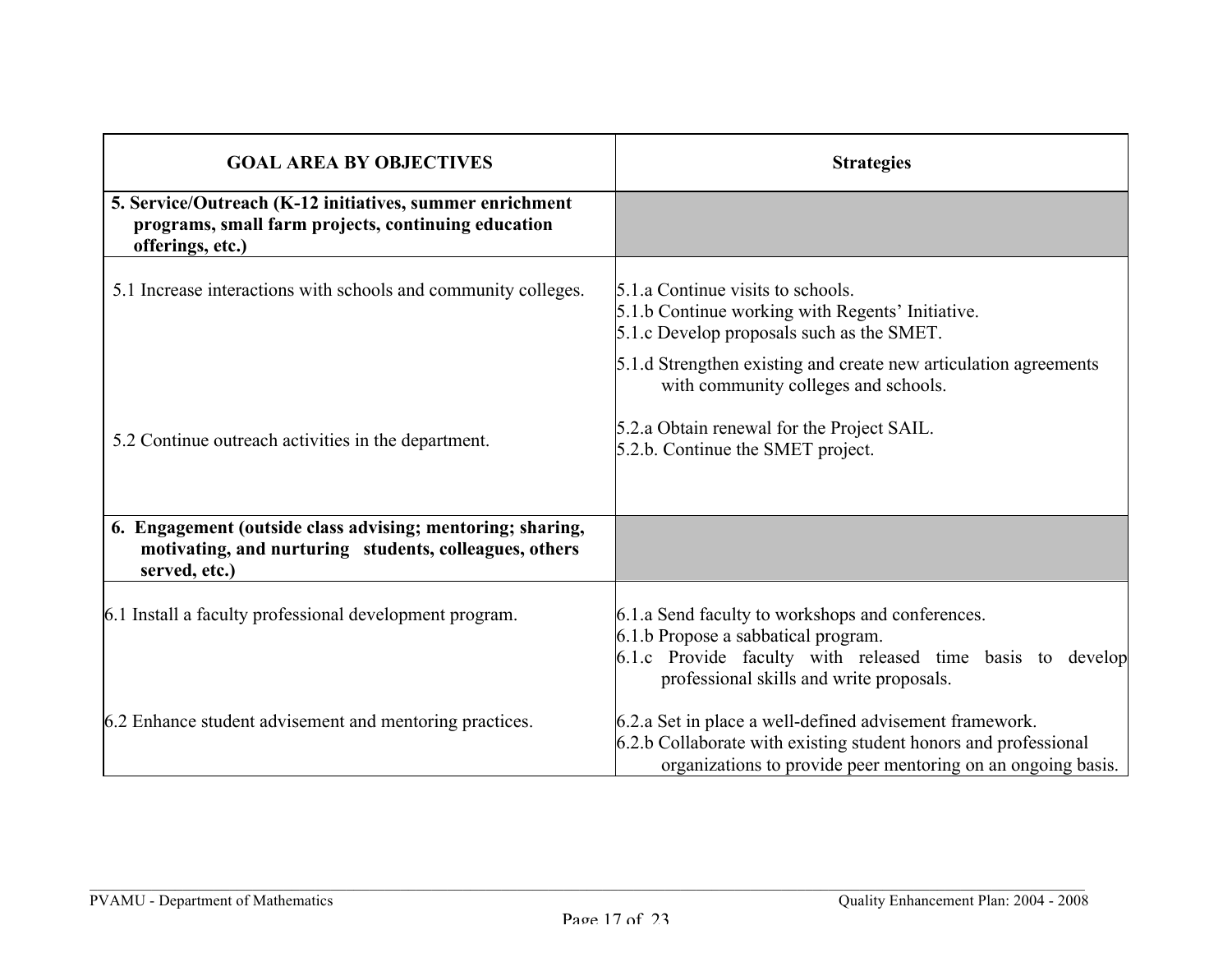| GOAL AREA BY OBJECTIVES | Strategies |
|---|---|
| **5. Service/Outreach (K-12 initiatives, summer enrichment programs, small farm projects, continuing education offerings, etc.)** | |
| 5.1 Increase interactions with schools and community colleges. | 5.1.a Continue visits to schools.<br>5.1.b Continue working with Regents' Initiative.<br>5.1.c Develop proposals such as the SMET.<br>5.1.d Strengthen existing and create new articulation agreements with community colleges and schools. |
| 5.2 Continue outreach activities in the department. | 5.2.a Obtain renewal for the Project SAIL.<br>5.2.b. Continue the SMET project. |
| **6. Engagement (outside class advising; mentoring; sharing, motivating, and nurturing students, colleagues, others served, etc.)** | |
| 6.1 Install a faculty professional development program. | 6.1.a Send faculty to workshops and conferences.<br>6.1.b Propose a sabbatical program.<br>6.1.c Provide faculty with released time basis to develop professional skills and write proposals. |
| 6.2 Enhance student advisement and mentoring practices. | 6.2.a Set in place a well-defined advisement framework.<br>6.2.b Collaborate with existing student honors and professional organizations to provide peer mentoring on an ongoing basis. |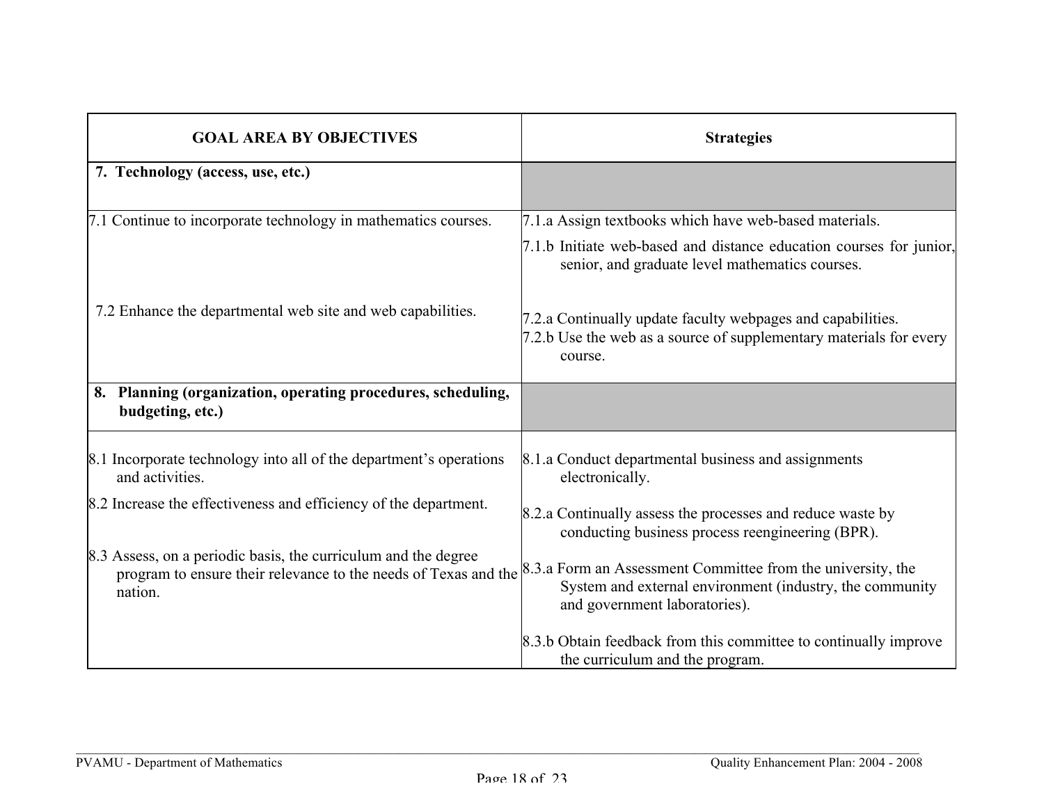| GOAL AREA BY OBJECTIVES | Strategies |
|---|---|
| **7. Technology (access, use, etc.)** | |
| 7.1 Continue to incorporate technology in mathematics courses. | 7.1.a Assign textbooks which have web-based materials.<br>7.1.b Initiate web-based and distance education courses for junior, senior, and graduate level mathematics courses. |
| 7.2 Enhance the departmental web site and web capabilities. | 7.2.a Continually update faculty webpages and capabilities.<br>7.2.b Use the web as a source of supplementary materials for every course. |
| **8. Planning (organization, operating procedures, scheduling, budgeting, etc.)** | |
| 8.1 Incorporate technology into all of the department's operations and activities. | 8.1.a Conduct departmental business and assignments electronically. |
| 8.2 Increase the effectiveness and efficiency of the department. | 8.2.a Continually assess the processes and reduce waste by conducting business process reengineering (BPR). |
| 8.3 Assess, on a periodic basis, the curriculum and the degree program to ensure their relevance to the needs of Texas and the nation. | 8.3.a Form an Assessment Committee from the university, the System and external environment (industry, the community and government laboratories).<br>8.3.b Obtain feedback from this committee to continually improve the curriculum and the program. |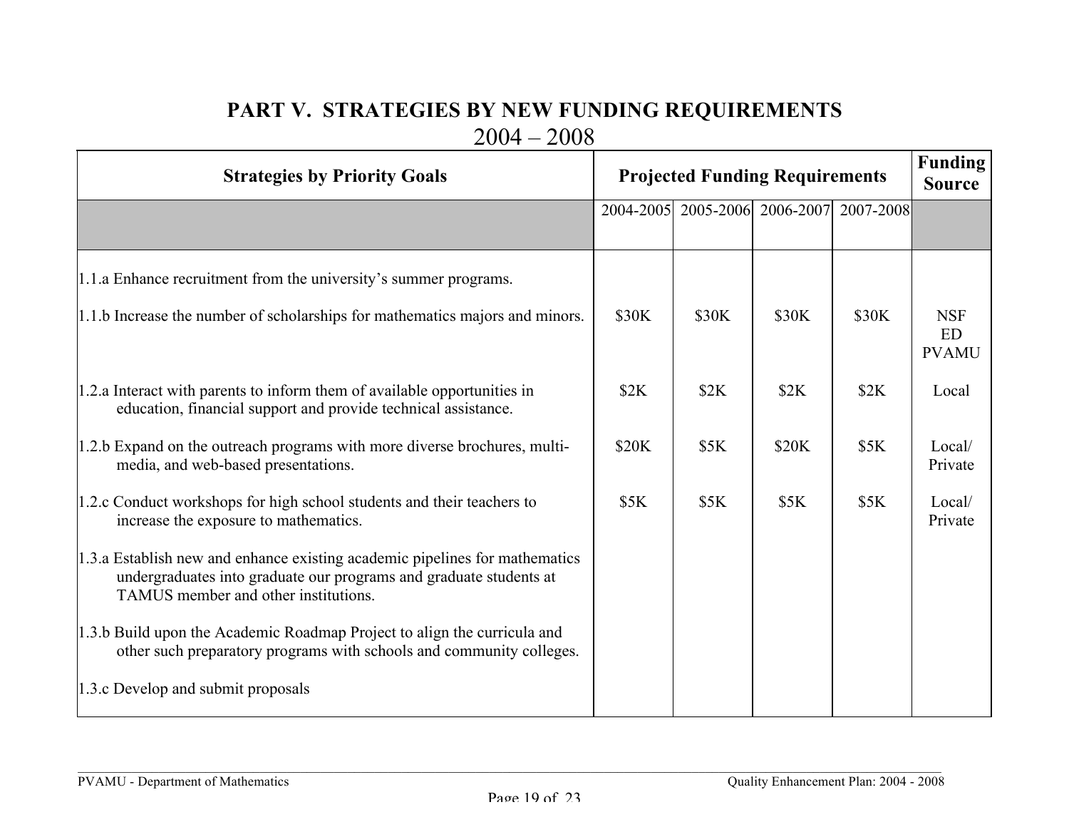# PART V. STRATEGIES BY NEW FUNDING REQUIREMENTS

## 2004 – 2008

| Strategies by Priority Goals | Projected Funding Requirements | | | | Funding Source |
|---|---|---|---|---|---|
| | 2004-2005 | 2005-2006 | 2006-2007 | 2007-2008 | |
| 1.1.a Enhance recruitment from the university's summer programs. | | | | | |
| 1.1.b Increase the number of scholarships for mathematics majors and minors. | $30K | $30K | $30K | $30K | NSF ED PVAMU |
| 1.2.a Interact with parents to inform them of available opportunities in education, financial support and provide technical assistance. | $2K | $2K | $2K | $2K | Local |
| 1.2.b Expand on the outreach programs with more diverse brochures, multi-media, and web-based presentations. | $20K | $5K | $20K | $5K | Local/ Private |
| 1.2.c Conduct workshops for high school students and their teachers to increase the exposure to mathematics. | $5K | $5K | $5K | $5K | Local/ Private |
| 1.3.a Establish new and enhance existing academic pipelines for mathematics undergraduates into graduate our programs and graduate students at TAMUS member and other institutions. | | | | | |
| 1.3.b Build upon the Academic Roadmap Project to align the curricula and other such preparatory programs with schools and community colleges. | | | | | |
| 1.3.c Develop and submit proposals | | | | | |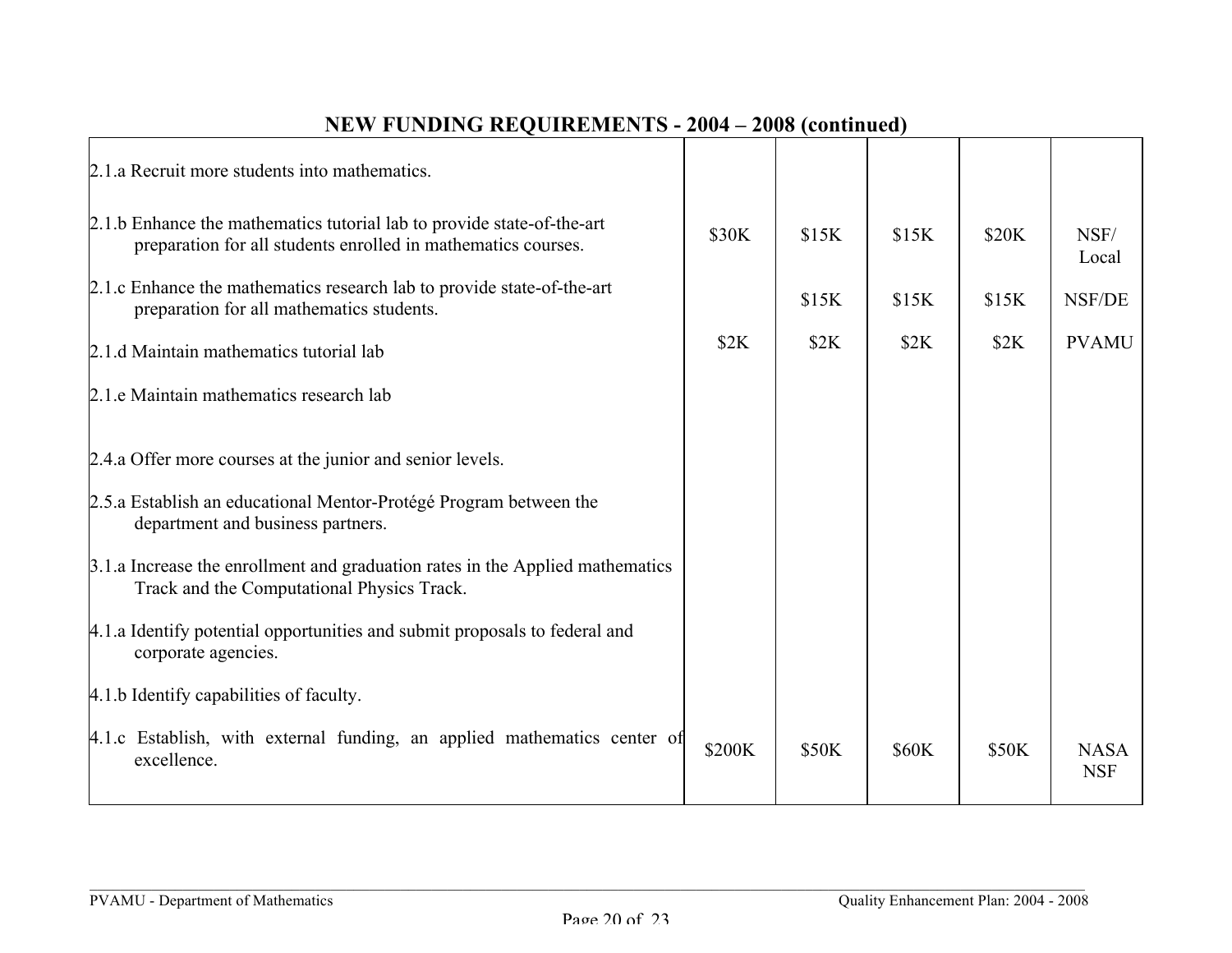## NEW FUNDING REQUIREMENTS - 2004 – 2008 (continued)

| | | | | | |
|---|---|---|---|---|---|
| 2.1.a Recruit more students into mathematics. | | | | | |
| 2.1.b Enhance the mathematics tutorial lab to provide state-of-the-art preparation for all students enrolled in mathematics courses. | $30K | $15K | $15K | $20K | NSF/ Local |
| 2.1.c Enhance the mathematics research lab to provide state-of-the-art preparation for all mathematics students. | | $15K | $15K | $15K | NSF/DE |
| 2.1.d Maintain mathematics tutorial lab | $2K | $2K | $2K | $2K | PVAMU |
| 2.1.e Maintain mathematics research lab | | | | | |
| 2.4.a Offer more courses at the junior and senior levels. | | | | | |
| 2.5.a Establish an educational Mentor-Protégé Program between the department and business partners. | | | | | |
| 3.1.a Increase the enrollment and graduation rates in the Applied mathematics Track and the Computational Physics Track. | | | | | |
| 4.1.a Identify potential opportunities and submit proposals to federal and corporate agencies. | | | | | |
| 4.1.b Identify capabilities of faculty. | | | | | |
| 4.1.c Establish, with external funding, an applied mathematics center of excellence. | $200K | $50K | $60K | $50K | NASA NSF |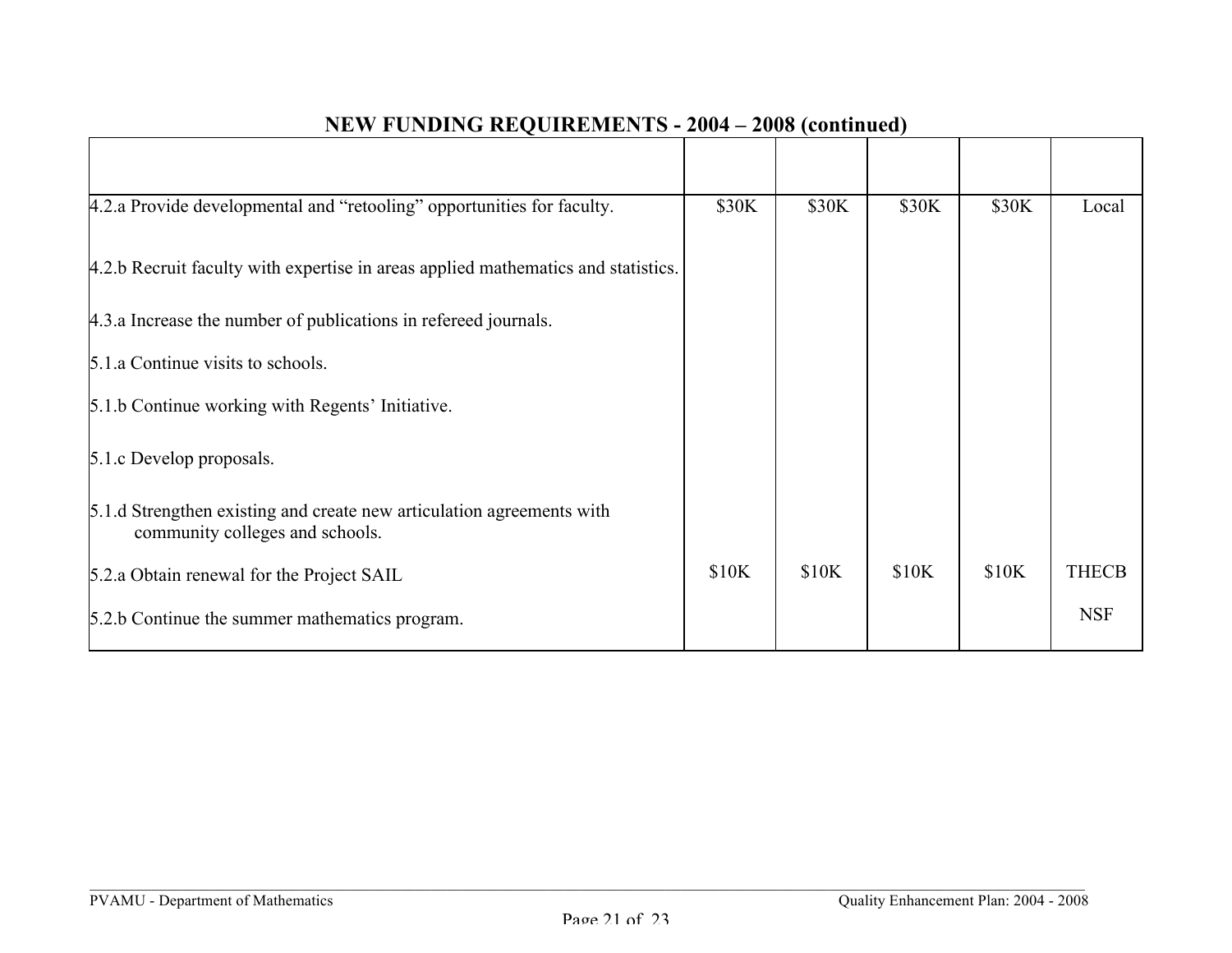## NEW FUNDING REQUIREMENTS - 2004 – 2008 (continued)

| | | | | | |
|---|---|---|---|---|---|
| 4.2.a Provide developmental and "retooling" opportunities for faculty. | $30K | $30K | $30K | $30K | Local |
| 4.2.b Recruit faculty with expertise in areas applied mathematics and statistics. | | | | | |
| 4.3.a Increase the number of publications in refereed journals. | | | | | |
| 5.1.a Continue visits to schools. | | | | | |
| 5.1.b Continue working with Regents' Initiative. | | | | | |
| 5.1.c Develop proposals. | | | | | |
| 5.1.d Strengthen existing and create new articulation agreements with community colleges and schools. | | | | | |
| 5.2.a Obtain renewal for the Project SAIL | $10K | $10K | $10K | $10K | THECB |
| 5.2.b Continue the summer mathematics program. | | | | | NSF |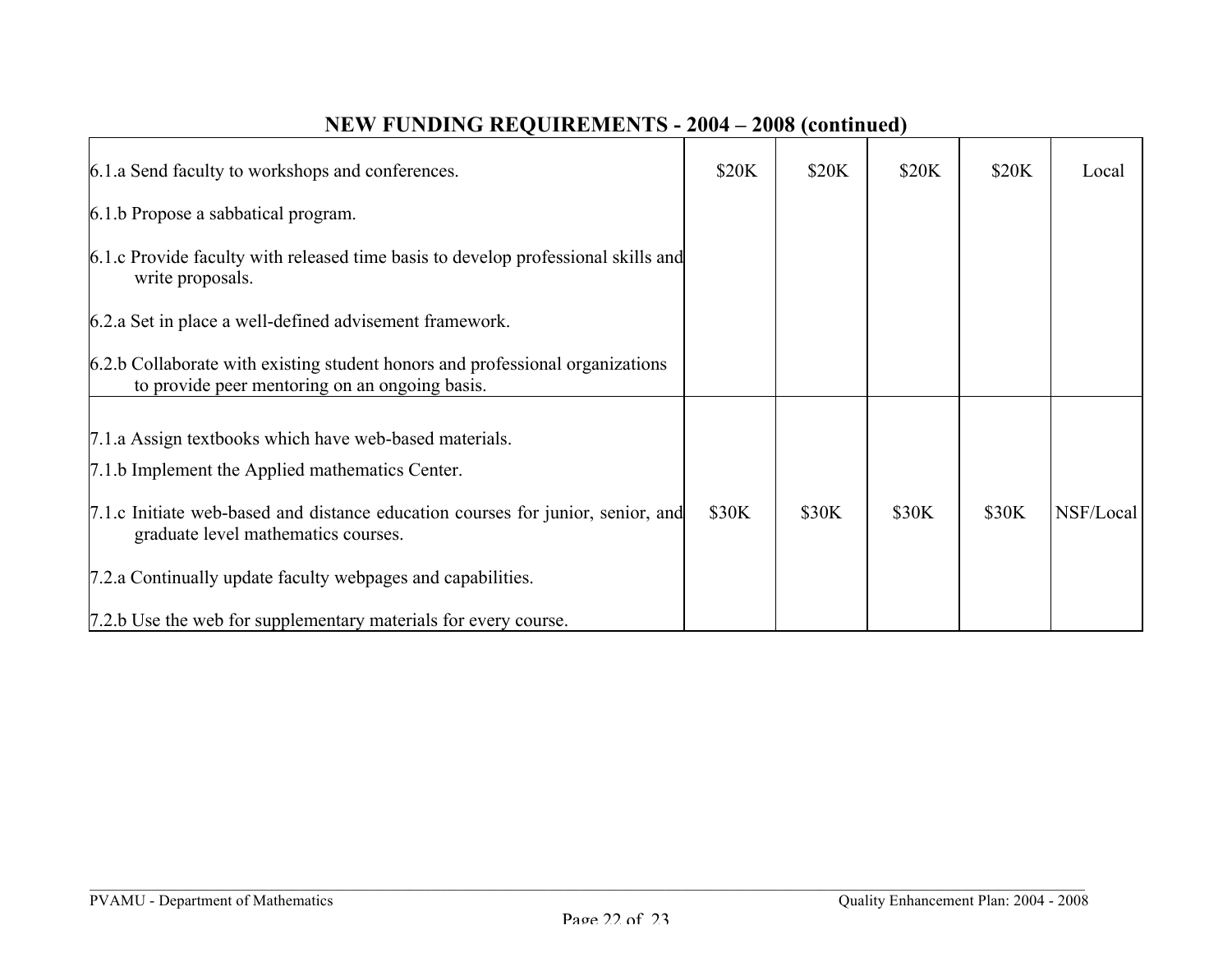## NEW FUNDING REQUIREMENTS - 2004 – 2008 (continued)

| | | | | | |
|---|---|---|---|---|---|
| 6.1.a Send faculty to workshops and conferences.<br><br>6.1.b Propose a sabbatical program.<br><br>6.1.c Provide faculty with released time basis to develop professional skills and write proposals.<br><br>6.2.a Set in place a well-defined advisement framework.<br><br>6.2.b Collaborate with existing student honors and professional organizations to provide peer mentoring on an ongoing basis. | $20K | $20K | $20K | $20K | Local |
| 7.1.a Assign textbooks which have web-based materials.<br><br>7.1.b Implement the Applied mathematics Center.<br><br>7.1.c Initiate web-based and distance education courses for junior, senior, and graduate level mathematics courses.<br><br>7.2.a Continually update faculty webpages and capabilities.<br><br>7.2.b Use the web for supplementary materials for every course. | $30K | $30K | $30K | $30K | NSF/Local |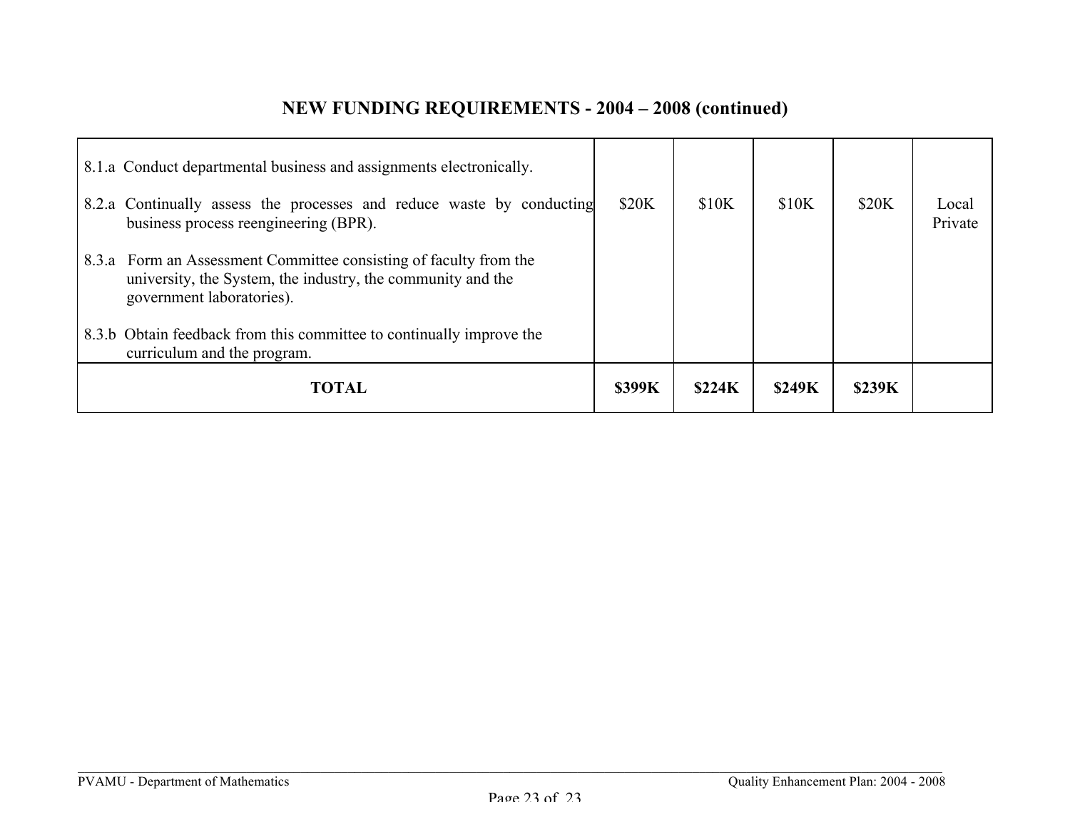## NEW FUNDING REQUIREMENTS - 2004 – 2008 (continued)

| | | | | | |
|---|---|---|---|---|---|
| 8.1.a Conduct departmental business and assignments electronically.<br><br>8.2.a Continually assess the processes and reduce waste by conducting business process reengineering (BPR).<br><br>8.3.a Form an Assessment Committee consisting of faculty from the university, the System, the industry, the community and the government laboratories).<br><br>8.3.b Obtain feedback from this committee to continually improve the curriculum and the program. | $20K | $10K | $10K | $20K | Local Private |
| **TOTAL** | **$399K** | **$224K** | **$249K** | **$239K** | |